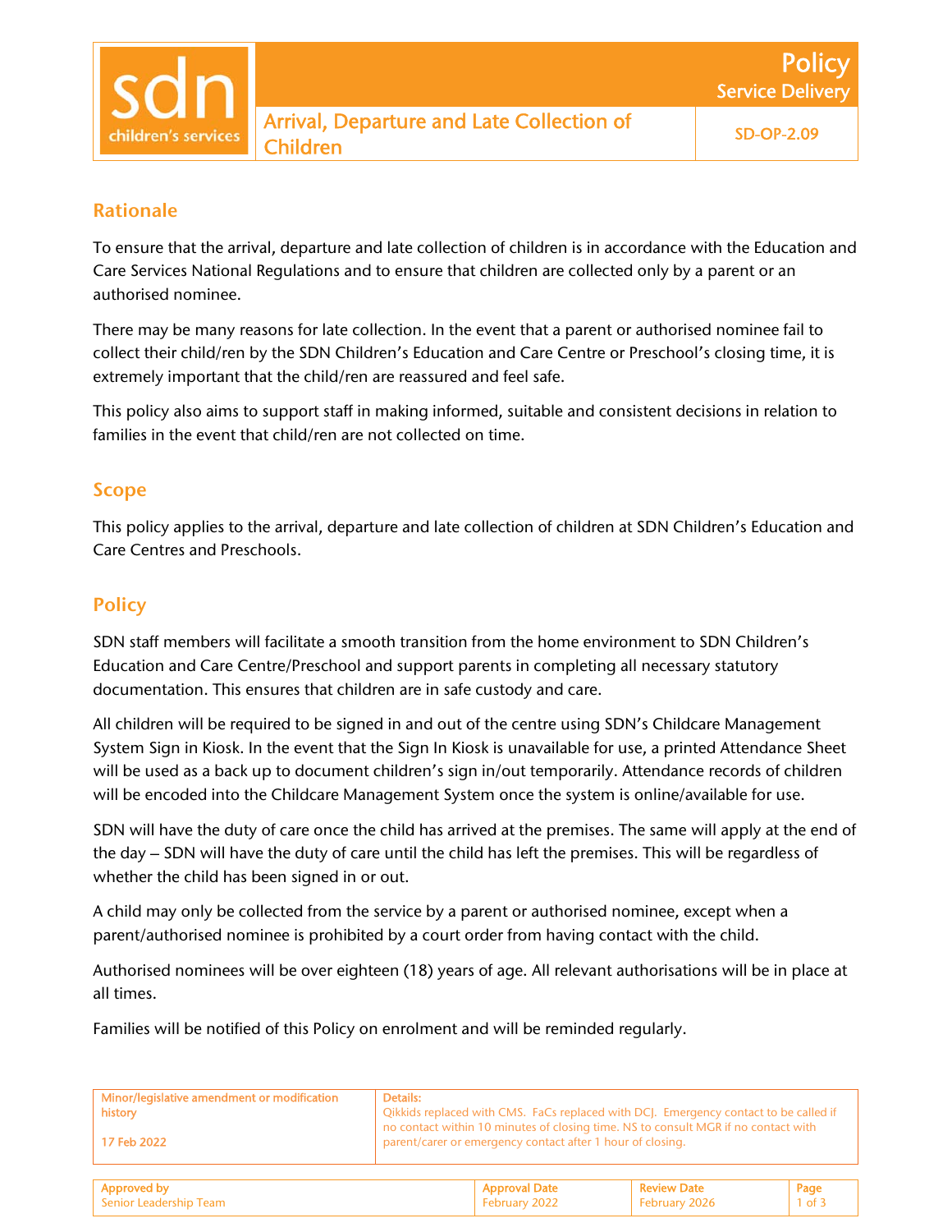# Arrival, Departure and Late Collection of Children

**Policy – Service Delivery**

**SD-OP-2.09**

## Rationale

To ensure that the arrival, departure and late collection of children is in accordance with the Education and Care Services National Regulations and to ensure that children are collected only by a parent or an authorised nominee.

There may be many reasons for late collection. In the event that a parent or authorised nominee fail to collect their child/ren by the SDN Children's Education and Care Centre or Preschool's closing time, it is extremely important that the child/ren are reassured and feel safe.

This policy also aims to support staff in making informed, suitable and consistent decisions in relation to families in the event that child/ren are not collected on time.

## Scope

This policy applies to the arrival, departure and late collection of children at SDN Children's Education and Care Centres and Preschools.

## Policy

SDN staff members will facilitate a smooth transition from the home environment to SDN Children's Education and Care Centre/Preschool and support parents in completing all necessary statutory documentation. This ensures that children are in safe custody and care.

All children will be required to be signed in and out of the centre using SDN's Childcare Management System Sign in Kiosk. In the event that the Sign In Kiosk is unavailable for use, a printed Attendance Sheet will be used as a back up to document children's sign in/out temporarily. Attendance records of children will be encoded into the Childcare Management System once the system is online/available for use.

SDN will have the duty of care once the child has arrived at the premises. The same will apply at the end of the day – SDN will have the duty of care until the child has left the premises. This will be regardless of whether the child has been signed in or out.

A child may only be collected from the service by a parent or authorised nominee, except when a parent/authorised nominee is prohibited by a court order from having contact with the child.

Authorised nominees will be over eighteen (18) years of age. All relevant authorisations will be in place at all times.

Families will be notified of this Policy on enrolment and will be reminded regularly.

| Minor/legislative amendment or modification history | Details: |
| --- | --- |
| 17 Feb 2022 | Qikkids replaced with CMS. FaCs replaced with DCJ. Emergency contact to be called if no contact within 10 minutes of closing time. NS to consult MGR if no contact with parent/carer or emergency contact after 1 hour of closing. |

| Approved by | Approval Date | Review Date |
| --- | --- | --- |
| Senior Leadership Team | February 2022 | February 2026 |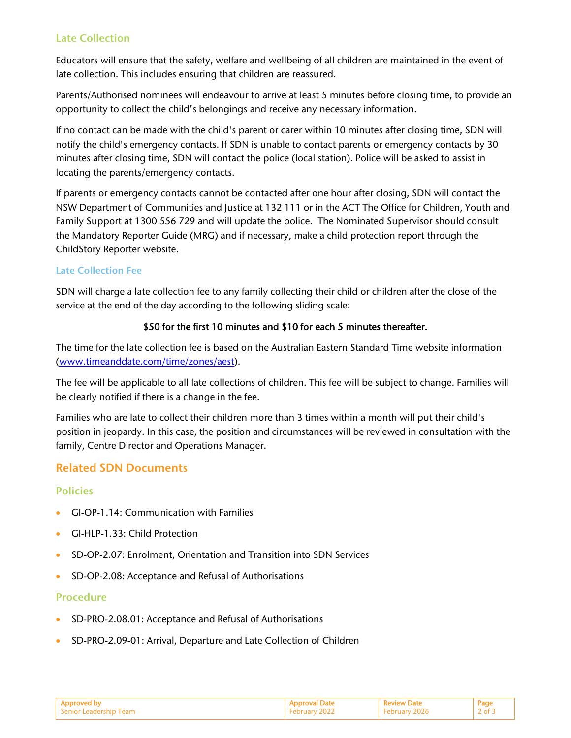### Late Collection

Educators will ensure that the safety, welfare and wellbeing of all children are maintained in the event of late collection. This includes ensuring that children are reassured.

Parents/Authorised nominees will endeavour to arrive at least 5 minutes before closing time, to provide an opportunity to collect the child's belongings and receive any necessary information.

If no contact can be made with the child's parent or carer within 10 minutes after closing time, SDN will notify the child's emergency contacts. If SDN is unable to contact parents or emergency contacts by 30 minutes after closing time, SDN will contact the police (local station). Police will be asked to assist in locating the parents/emergency contacts.

If parents or emergency contacts cannot be contacted after one hour after closing, SDN will contact the NSW Department of Communities and Justice at 132 111 or in the ACT The Office for Children, Youth and Family Support at 1300 556 729 and will update the police. The Nominated Supervisor should consult the Mandatory Reporter Guide (MRG) and if necessary, make a child protection report through the ChildStory Reporter website.

#### Late Collection Fee

SDN will charge a late collection fee to any family collecting their child or children after the close of the service at the end of the day according to the following sliding scale:

**$50 for the first 10 minutes and $10 for each 5 minutes thereafter.**

The time for the late collection fee is based on the Australian Eastern Standard Time website information ([www.timeanddate.com/time/zones/aest](www.timeanddate.com/time/zones/aest)).

The fee will be applicable to all late collections of children. This fee will be subject to change. Families will be clearly notified if there is a change in the fee.

Families who are late to collect their children more than 3 times within a month will put their child's position in jeopardy. In this case, the position and circumstances will be reviewed in consultation with the family, Centre Director and Operations Manager.

## Related SDN Documents

### Policies

- GI-OP-1.14: Communication with Families
- GI-HLP-1.33: Child Protection
- SD-OP-2.07: Enrolment, Orientation and Transition into SDN Services
- SD-OP-2.08: Acceptance and Refusal of Authorisations

### Procedure

- SD-PRO-2.08.01: Acceptance and Refusal of Authorisations
- SD-PRO-2.09-01: Arrival, Departure and Late Collection of Children

| Approved by | Approval Date | Review Date |
| --- | --- | --- |
| Senior Leadership Team | February 2022 | February 2026 |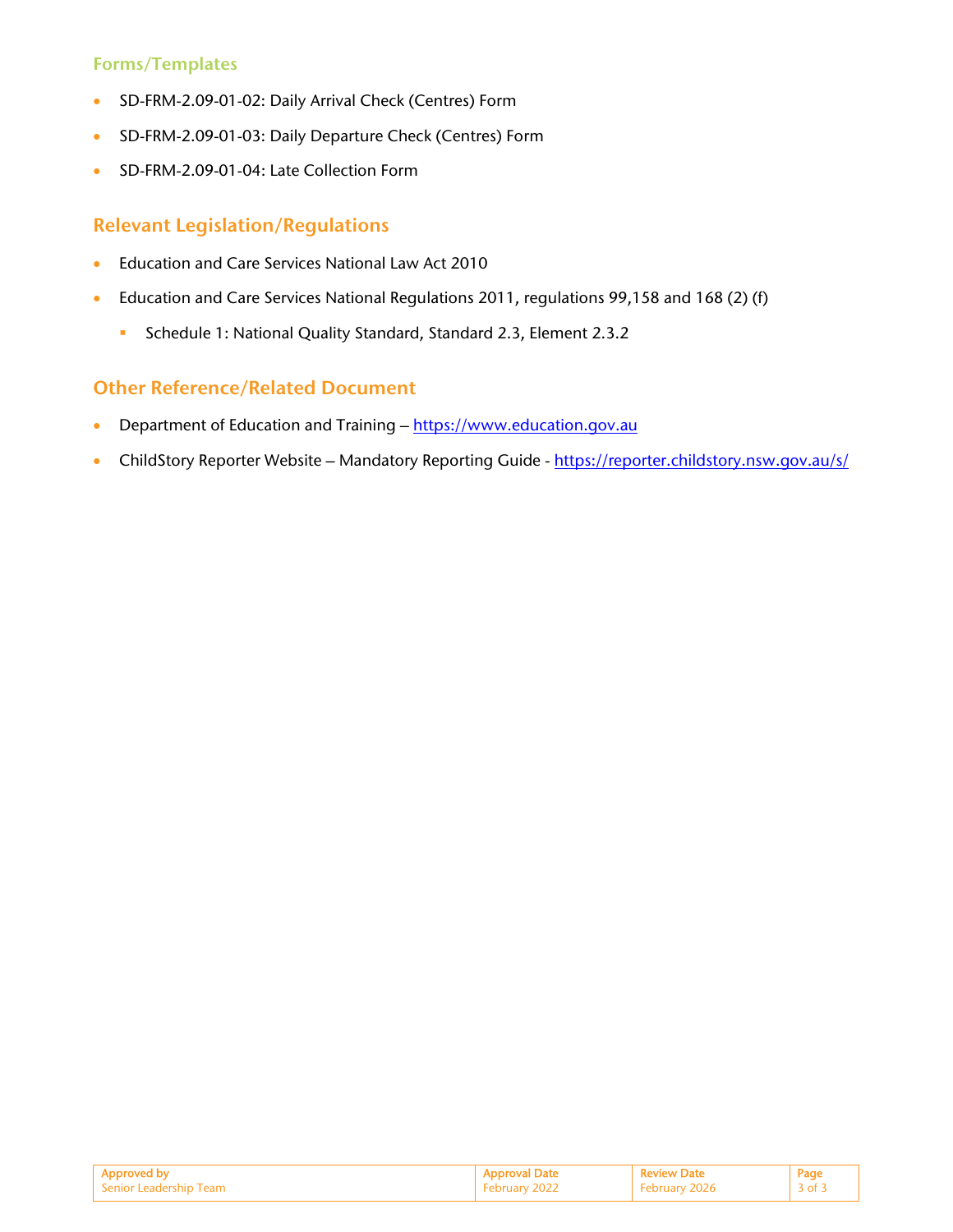## Forms/Templates

- SD-FRM-2.09-01-02: Daily Arrival Check (Centres) Form
- SD-FRM-2.09-01-03: Daily Departure Check (Centres) Form
- SD-FRM-2.09-01-04: Late Collection Form

## Relevant Legislation/Regulations

- Education and Care Services National Law Act 2010
- Education and Care Services National Regulations 2011, regulations 99,158 and 168 (2) (f)
  - Schedule 1: National Quality Standard, Standard 2.3, Element 2.3.2

## Other Reference/Related Document

- Department of Education and Training – https://www.education.gov.au
- ChildStory Reporter Website – Mandatory Reporting Guide - https://reporter.childstory.nsw.gov.au/s/

| Approved by | Approval Date | Review Date |
|---|---|---|
| Senior Leadership Team | February 2022 | February 2026 |